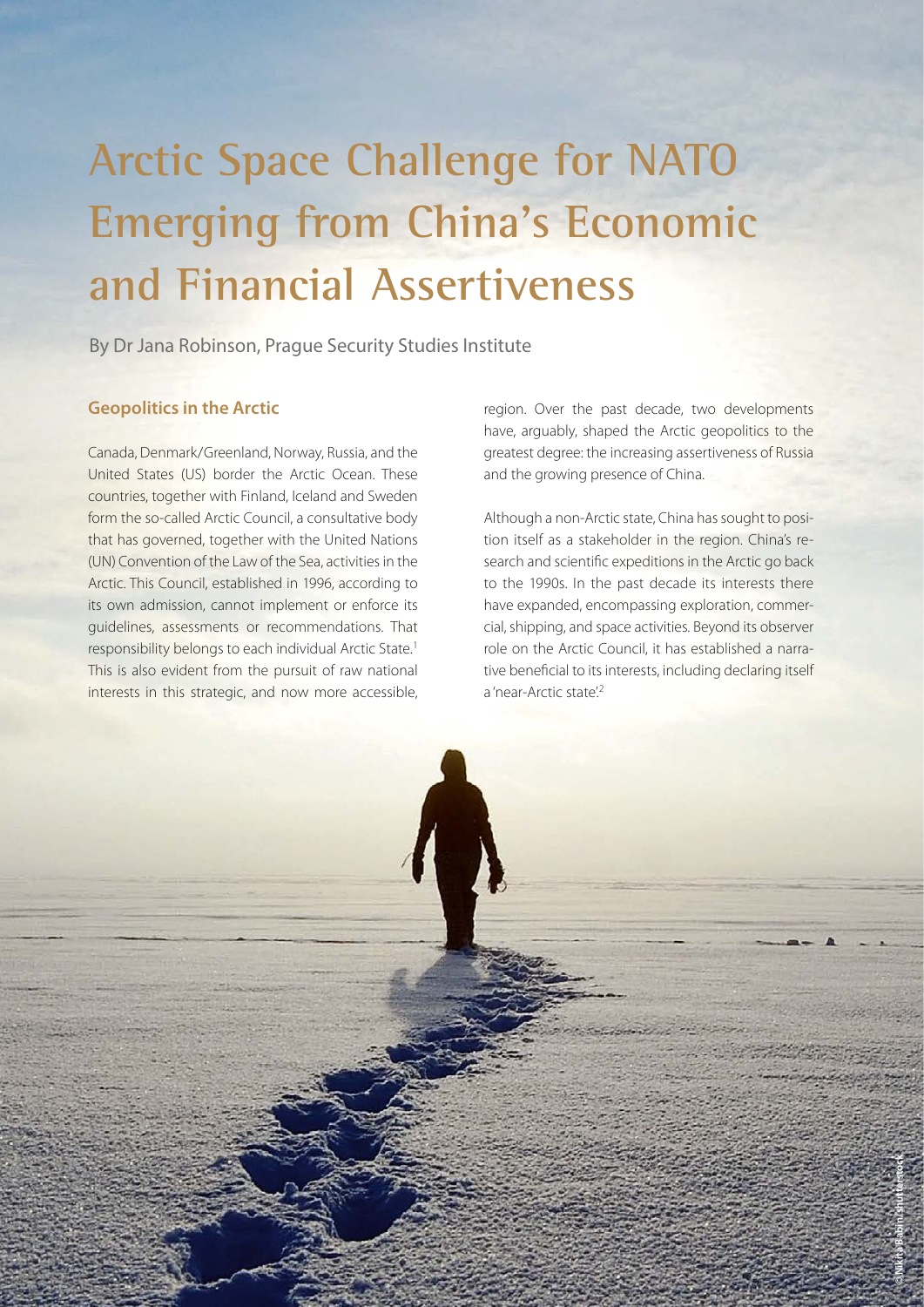# Arctic Space Challenge for NATO Emerging from China's Economic and Financial Assertiveness

By Dr Jana Robinson, Prague Security Studies Institute

## Geopolitics in the Arctic

Canada, Denmark/Greenland, Norway, Russia, and the United States (US) border the Arctic Ocean. These countries, together with Finland, Iceland and Sweden form the so-called Arctic Council, a consultative body that has governed, together with the United Nations (UN) Convention of the Law of the Sea, activities in the Arctic. This Council, established in 1996, according to its own admission, cannot implement or enforce its guidelines, assessments or recommendations. That responsibility belongs to each individual Arctic State.[1] This is also evident from the pursuit of raw national interests in this strategic, and now more accessible, region. Over the past decade, two developments have, arguably, shaped the Arctic geopolitics to the greatest degree: the increasing assertiveness of Russia and the growing presence of China.

Although a non-Arctic state, China has sought to position itself as a stakeholder in the region. China's research and scientific expeditions in the Arctic go back to the 1990s. In the past decade its interests there have expanded, encompassing exploration, commercial, shipping, and space activities. Beyond its observer role on the Arctic Council, it has established a narrative beneficial to its interests, including declaring itself a 'near-Arctic state'.[2]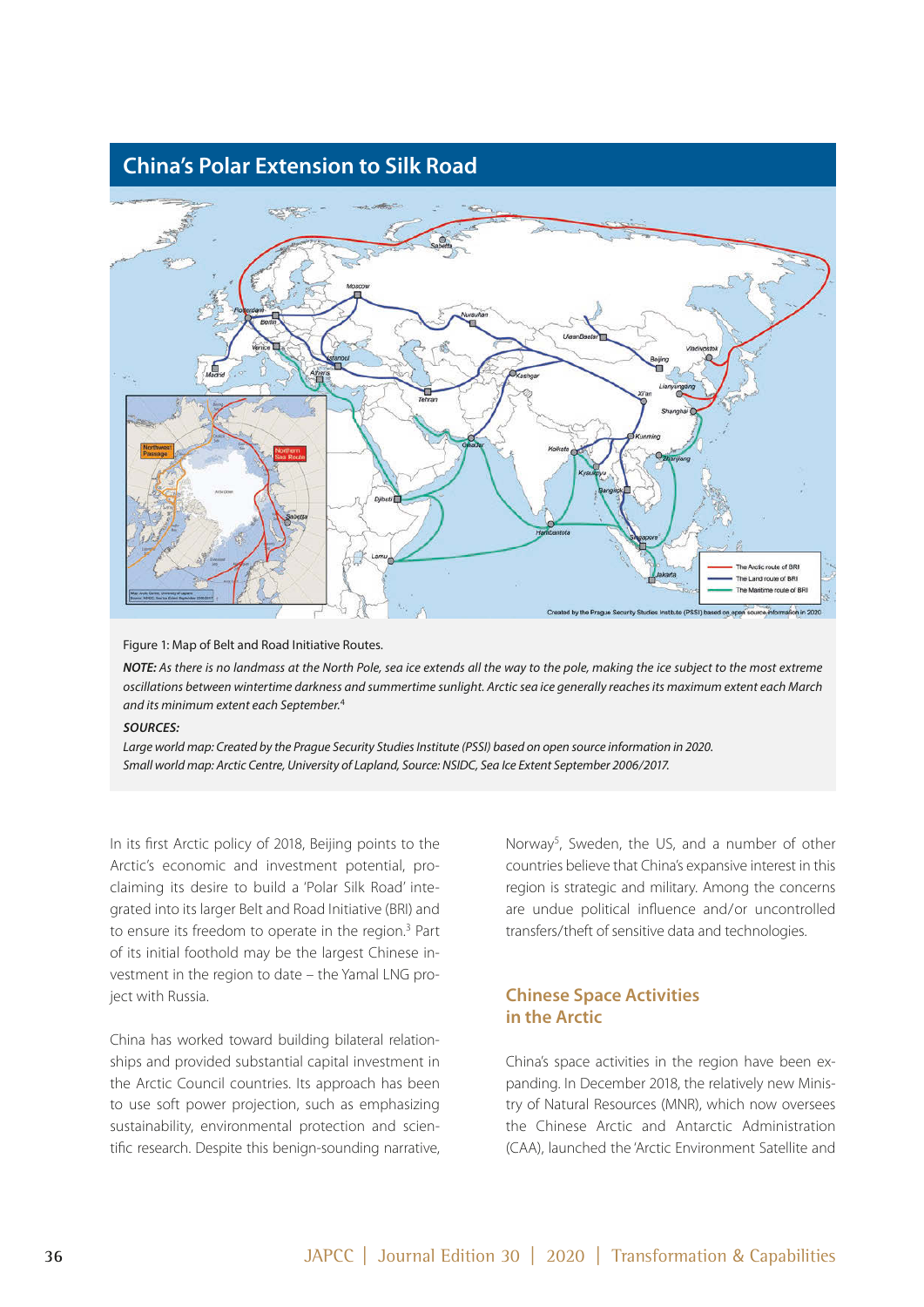## China's Polar Extension to Silk Road

Figure 1: Map of Belt and Road Initiative Routes.

***NOTE:*** *As there is no landmass at the North Pole, sea ice extends all the way to the pole, making the ice subject to the most extreme oscillations between wintertime darkness and summertime sunlight. Arctic sea ice generally reaches its maximum extent each March and its minimum extent each September.*[4]

***SOURCES:***

*Large world map: Created by the Prague Security Studies Institute (PSSI) based on open source information in 2020.*
*Small world map: Arctic Centre, University of Lapland, Source: NSIDC, Sea Ice Extent September 2006/2017.*

In its first Arctic policy of 2018, Beijing points to the Arctic's economic and investment potential, proclaiming its desire to build a 'Polar Silk Road' integrated into its larger Belt and Road Initiative (BRI) and to ensure its freedom to operate in the region.[3] Part of its initial foothold may be the largest Chinese investment in the region to date – the Yamal LNG project with Russia.

China has worked toward building bilateral relationships and provided substantial capital investment in the Arctic Council countries. Its approach has been to use soft power projection, such as emphasizing sustainability, environmental protection and scientific research. Despite this benign-sounding narrative, Norway[5], Sweden, the US, and a number of other countries believe that China's expansive interest in this region is strategic and military. Among the concerns are undue political influence and/or uncontrolled transfers/theft of sensitive data and technologies.

### Chinese Space Activities in the Arctic

China's space activities in the region have been expanding. In December 2018, the relatively new Ministry of Natural Resources (MNR), which now oversees the Chinese Arctic and Antarctic Administration (CAA), launched the 'Arctic Environment Satellite and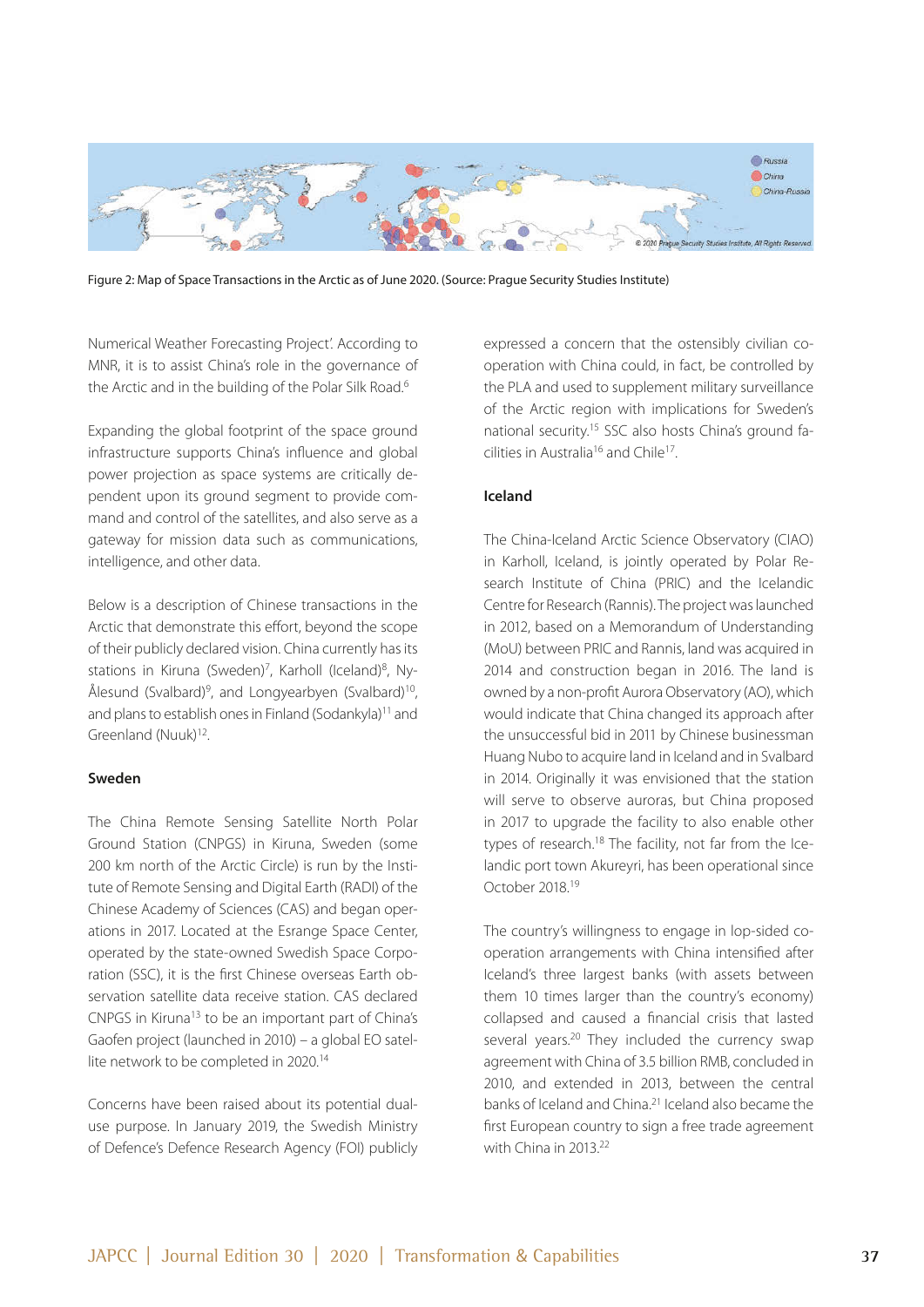Figure 2: Map of Space Transactions in the Arctic as of June 2020. (Source: Prague Security Studies Institute)

Numerical Weather Forecasting Project'. According to MNR, it is to assist China's role in the governance of the Arctic and in the building of the Polar Silk Road.[6]

Expanding the global footprint of the space ground infrastructure supports China's influence and global power projection as space systems are critically dependent upon its ground segment to provide command and control of the satellites, and also serve as a gateway for mission data such as communications, intelligence, and other data.

Below is a description of Chinese transactions in the Arctic that demonstrate this effort, beyond the scope of their publicly declared vision. China currently has its stations in Kiruna (Sweden)[7], Karholl (Iceland)[8], Ny-Ålesund (Svalbard)[9], and Longyearbyen (Svalbard)[10], and plans to establish ones in Finland (Sodankyla)[11] and Greenland (Nuuk)[12].

**Sweden**

The China Remote Sensing Satellite North Polar Ground Station (CNPGS) in Kiruna, Sweden (some 200 km north of the Arctic Circle) is run by the Institute of Remote Sensing and Digital Earth (RADI) of the Chinese Academy of Sciences (CAS) and began operations in 2017. Located at the Esrange Space Center, operated by the state-owned Swedish Space Corporation (SSC), it is the first Chinese overseas Earth observation satellite data receive station. CAS declared CNPGS in Kiruna[13] to be an important part of China's Gaofen project (launched in 2010) – a global EO satellite network to be completed in 2020.[14]

Concerns have been raised about its potential dual-use purpose. In January 2019, the Swedish Ministry of Defence's Defence Research Agency (FOI) publicly expressed a concern that the ostensibly civilian cooperation with China could, in fact, be controlled by the PLA and used to supplement military surveillance of the Arctic region with implications for Sweden's national security.[15] SSC also hosts China's ground facilities in Australia[16] and Chile[17].

**Iceland**

The China-Iceland Arctic Science Observatory (CIAO) in Karholl, Iceland, is jointly operated by Polar Research Institute of China (PRIC) and the Icelandic Centre for Research (Rannis). The project was launched in 2012, based on a Memorandum of Understanding (MoU) between PRIC and Rannis, land was acquired in 2014 and construction began in 2016. The land is owned by a non-profit Aurora Observatory (AO), which would indicate that China changed its approach after the unsuccessful bid in 2011 by Chinese businessman Huang Nubo to acquire land in Iceland and in Svalbard in 2014. Originally it was envisioned that the station will serve to observe auroras, but China proposed in 2017 to upgrade the facility to also enable other types of research.[18] The facility, not far from the Icelandic port town Akureyri, has been operational since October 2018.[19]

The country's willingness to engage in lop-sided cooperation arrangements with China intensified after Iceland's three largest banks (with assets between them 10 times larger than the country's economy) collapsed and caused a financial crisis that lasted several years.[20] They included the currency swap agreement with China of 3.5 billion RMB, concluded in 2010, and extended in 2013, between the central banks of Iceland and China.[21] Iceland also became the first European country to sign a free trade agreement with China in 2013.[22]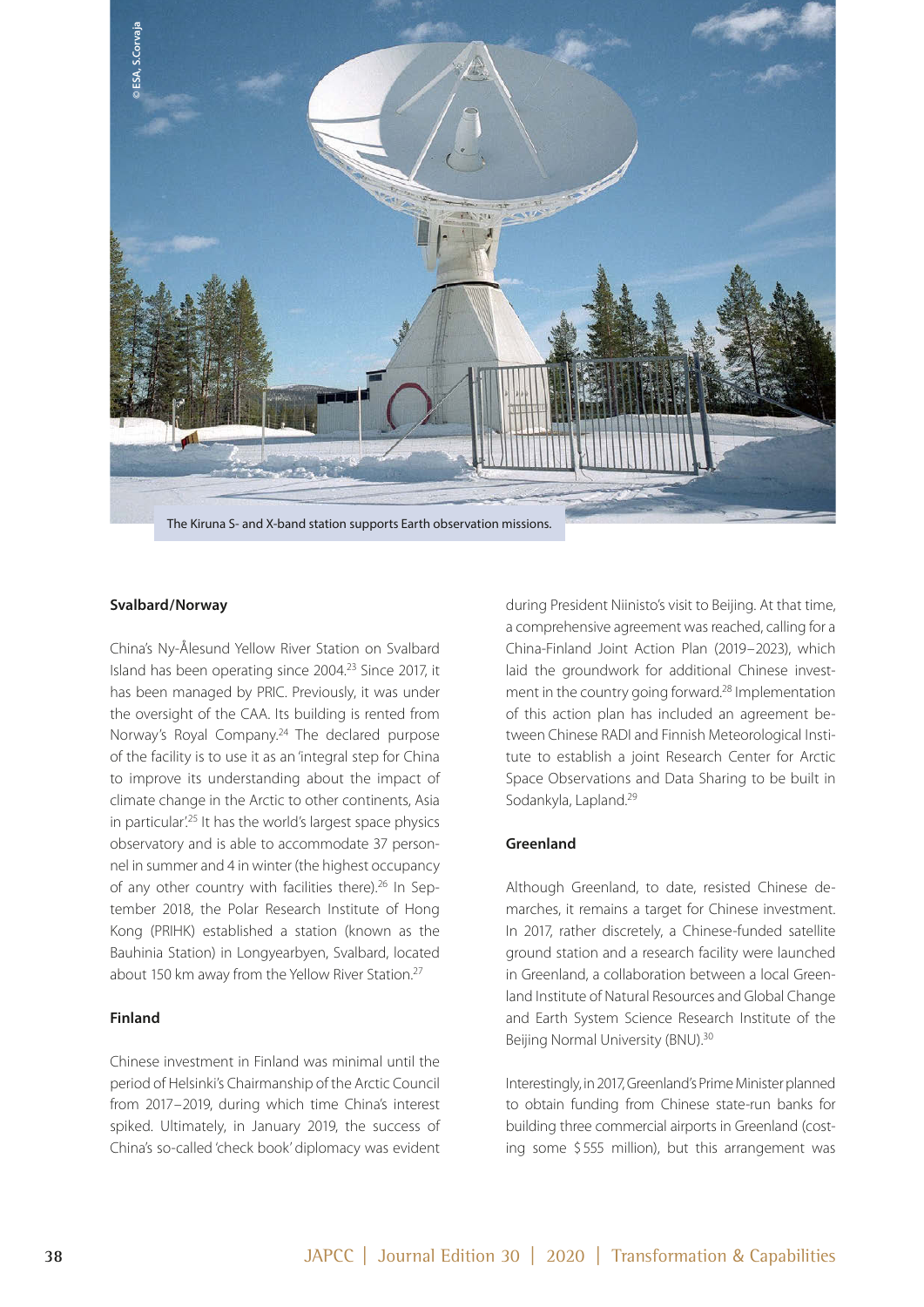The Kiruna S- and X-band station supports Earth observation missions.

### Svalbard/Norway

China's Ny-Ålesund Yellow River Station on Svalbard Island has been operating since 2004.[23] Since 2017, it has been managed by PRIC. Previously, it was under the oversight of the CAA. Its building is rented from Norway's Royal Company.[24] The declared purpose of the facility is to use it as an 'integral step for China to improve its understanding about the impact of climate change in the Arctic to other continents, Asia in particular'.[25] It has the world's largest space physics observatory and is able to accommodate 37 personnel in summer and 4 in winter (the highest occupancy of any other country with facilities there).[26] In September 2018, the Polar Research Institute of Hong Kong (PRIHK) established a station (known as the Bauhinia Station) in Longyearbyen, Svalbard, located about 150 km away from the Yellow River Station.[27]

### Finland

Chinese investment in Finland was minimal until the period of Helsinki's Chairmanship of the Arctic Council from 2017–2019, during which time China's interest spiked. Ultimately, in January 2019, the success of China's so-called 'check book' diplomacy was evident during President Niinisto's visit to Beijing. At that time, a comprehensive agreement was reached, calling for a China-Finland Joint Action Plan (2019–2023), which laid the groundwork for additional Chinese investment in the country going forward.[28] Implementation of this action plan has included an agreement between Chinese RADI and Finnish Meteorological Institute to establish a joint Research Center for Arctic Space Observations and Data Sharing to be built in Sodankyla, Lapland.[29]

### Greenland

Although Greenland, to date, resisted Chinese demarches, it remains a target for Chinese investment. In 2017, rather discretely, a Chinese-funded satellite ground station and a research facility were launched in Greenland, a collaboration between a local Greenland Institute of Natural Resources and Global Change and Earth System Science Research Institute of the Beijing Normal University (BNU).[30]

Interestingly, in 2017, Greenland's Prime Minister planned to obtain funding from Chinese state-run banks for building three commercial airports in Greenland (costing some $555 million), but this arrangement was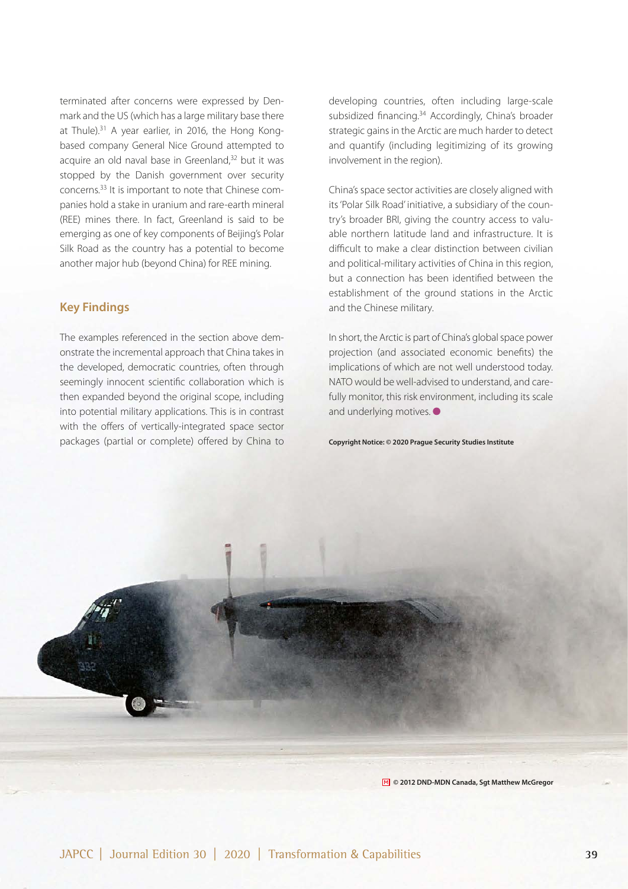terminated after concerns were expressed by Denmark and the US (which has a large military base there at Thule).[31] A year earlier, in 2016, the Hong Kong-based company General Nice Ground attempted to acquire an old naval base in Greenland,[32] but it was stopped by the Danish government over security concerns.[33] It is important to note that Chinese companies hold a stake in uranium and rare-earth mineral (REE) mines there. In fact, Greenland is said to be emerging as one of key components of Beijing's Polar Silk Road as the country has a potential to become another major hub (beyond China) for REE mining.

## Key Findings

The examples referenced in the section above demonstrate the incremental approach that China takes in the developed, democratic countries, often through seemingly innocent scientific collaboration which is then expanded beyond the original scope, including into potential military applications. This is in contrast with the offers of vertically-integrated space sector packages (partial or complete) offered by China to developing countries, often including large-scale subsidized financing.[34] Accordingly, China's broader strategic gains in the Arctic are much harder to detect and quantify (including legitimizing of its growing involvement in the region).

China's space sector activities are closely aligned with its 'Polar Silk Road' initiative, a subsidiary of the country's broader BRI, giving the country access to valuable northern latitude land and infrastructure. It is difficult to make a clear distinction between civilian and political-military activities of China in this region, but a connection has been identified between the establishment of the ground stations in the Arctic and the Chinese military.

In short, the Arctic is part of China's global space power projection (and associated economic benefits) the implications of which are not well understood today. NATO would be well-advised to understand, and carefully monitor, this risk environment, including its scale and underlying motives.

**Copyright Notice: © 2020 Prague Security Studies Institute**

© 2012 DND-MDN Canada, Sgt Matthew McGregor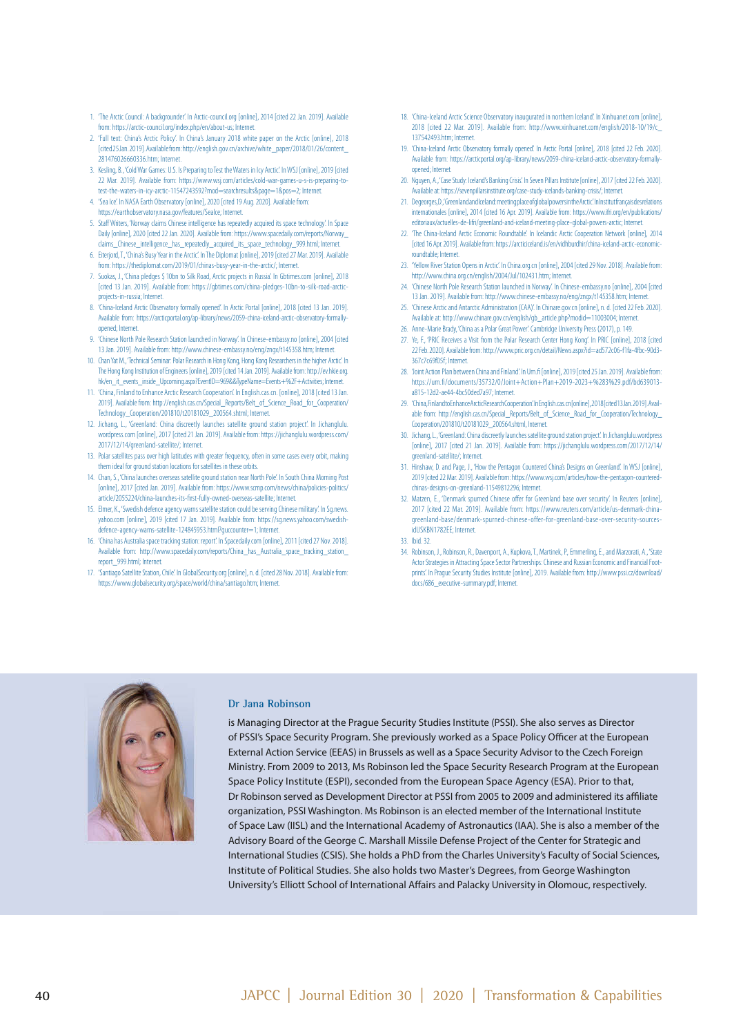1. 'The Arctic Council: A backgrounder'. In Arctic-council.org [online], 2014 [cited 22 Jan. 2019]. Available from: https://arctic-council.org/index.php/en/about-us; Internet.
2. 'Full text: China's Arctic Policy'. In China's January 2018 white paper on the Arctic [online], 2018 [cited 25 Jan. 2019]. Available from: http://english.gov.cn/archive/white_paper/2018/01/26/content_281476026660336.htm; Internet.
3. Kesling, B., 'Cold War Games: U.S. Is Preparing to Test the Waters in Icy Arctic'. In WSJ [online], 2019 [cited 22 Mar. 2019]. Available from: https://www.wsj.com/articles/cold-war-games-u-s-is-preparing-to-test-the-waters-in-icy-arctic-11547243592?mod=searchresults&page=1&pos=2; Internet.
4. 'Sea Ice'. In NASA Earth Observatory [online], 2020 [cited 19 Aug. 2020]. Available from: https://earthobservatory.nasa.gov/features/SeaIce; Internet.
5. Staff Writers, 'Norway claims Chinese intelligence has repeatedly acquired its space technology'. In Space Daily [online], 2020 [cited 22 Jan. 2020]. Available from: https://www.spacedaily.com/reports/Norway_claims_Chinese_intelligence_has_repeatedly_acquired_its_space_technology_999.html; Internet.
6. Eiterjord, T., 'China's Busy Year in the Arctic'. In The Diplomat [online], 2019 [cited 27 Mar. 2019]. Available from: https://thediplomat.com/2019/01/chinas-busy-year-in-the-arctic/; Internet.
7. Suokas, J., 'China pledges $ 10bn to Silk Road, Arctic projects in Russia'. In Gbtimes.com [online], 2018 [cited 13 Jan. 2019]. Available from: https://gbtimes.com/china-pledges-10bn-to-silk-road-arctic-projects-in-russia; Internet.
8. 'China-Iceland Arctic Observatory formally opened'. In Arctic Portal [online], 2018 [cited 13 Jan. 2019]. Available from: https://arcticportal.org/ap-library/news/2059-china-iceland-arctic-observatory-formally-opened; Internet.
9. 'Chinese North Pole Research Station launched in Norway'. In Chinese-embassy.no [online], 2004 [cited 13 Jan. 2019]. Available from: http://www.chinese-embassy.no/eng/zngx/t145358.htm; Internet.
10. Chan Yat M., 'Technical Seminar: Polar Research in Hong Kong, Hong Kong Researchers in the higher Arctic'. In The Hong Kong Institution of Engineers [online], 2019 [cited 14 Jan. 2019]. Available from: http://ev.hkie.org.hk/en_it_events_inside_Upcoming.aspx?EventID=969&&TypeName=Events+%2F+Activities; Internet.
11. 'China, Finland to Enhance Arctic Research Cooperation'. In English.cas.cn. [online], 2018 [cited 13 Jan. 2019]. Available from: http://english.cas.cn/Special_Reports/Belt_of_Science_Road_for_Cooperation/Technology_Cooperation/201810/t20181029_200564.shtml; Internet.
12. Jichang, L., 'Greenland: China discreetly launches satellite ground station project'. In Jichanglulu.wordpress.com [online], 2017 [cited 21 Jan. 2019]. Available from: https://jichanglulu.wordpress.com/2017/12/14/greenland-satellite/; Internet.
13. Polar satellites pass over high latitudes with greater frequency, often in some cases every orbit, making them ideal for ground station locations for satellites in these orbits.
14. Chan, S., 'China launches overseas satellite ground station near North Pole'. In South China Morning Post [online], 2017 [cited Jan. 2019]. Available from: https://www.scmp.com/news/china/policies-politics/article/2055224/china-launches-its-first-fully-owned-overseas-satellite; Internet.
15. Elmer, K., 'Swedish defence agency warns satellite station could be serving Chinese military'. In Sg.news.yahoo.com [online], 2019 [cited 17 Jan. 2019]. Available from: https://sg.news.yahoo.com/swedish-defence-agency-warns-satellite-124845953.html?guccounter=1; Internet.
16. 'China has Australia space tracking station: report'. In Spacedaily.com [online], 2011 [cited 27 Nov. 2018]. Available from: http://www.spacedaily.com/reports/China_has_Australia_space_tracking_station_report_999.html; Internet.
17. 'Santiago Satellite Station, Chile'. In GlobalSecurity.org [online], n. d. [cited 28 Nov. 2018]. Available from: https://www.globalsecurity.org/space/world/china/santiago.htm; Internet.
18. 'China-Iceland Arctic Science Observatory inaugurated in northern Iceland'. In Xinhuanet.com [online], 2018 [cited 22 Mar. 2019]. Available from: http://www.xinhuanet.com/english/2018-10/19/c_137542493.htm; Internet.
19. 'China-Iceland Arctic Observatory formally opened'. In Arctic Portal [online], 2018 [cited 22 Feb. 2020]. Available from: https://arcticportal.org/ap-library/news/2059-china-iceland-arctic-observatory-formally-opened; Internet.
20. Nguyen, A., 'Case Study: Iceland's Banking Crisis'. In Seven Pillars Institute [online], 2017 [cited 22 Feb. 2020]. Available at: https://sevenpillarsinstitute.org/case-study-icelands-banking-crisis/; Internet.
21. Degeorges, D., 'Greenland and Iceland: meeting place of global powers in the Arctic'. In Institut français des relations internationales [online], 2014 [cited 16 Apr. 2019]. Available from: https://www.ifri.org/en/publications/editoriaux/actuelles-de-lifri/greenland-and-iceland-meeting-place-global-powers-arctic; Internet.
22. 'The China-Iceland Arctic Economic Roundtable'. In Icelandic Arctic Cooperation Network [online], 2014 [cited 16 Apr. 2019]. Available from: https://arcticiceland.is/en/vidhburdhir/china-iceland-arctic-economic-roundtable; Internet.
23. 'Yellow River Station Opens in Arctic'. In China.org.cn [online], 2004 [cited 29 Nov. 2018]. Available from: http://www.china.org.cn/english/2004/Jul/102431.htm; Internet.
24. 'Chinese North Pole Research Station launched in Norway'. In Chinese-embassy.no [online], 2004 [cited 13 Jan. 2019]. Available from: http://www.chinese-embassy.no/eng/zngx/t145358.htm; Internet.
25. 'Chinese Arctic and Antarctic Administration (CAA)'. In Chinare.gov.cn [online], n. d. [cited 22 Feb. 2020]. Available at: http://www.chinare.gov.cn/english/gb_article.php?modid=11003004; Internet.
26. Anne-Marie Brady, 'China as a Polar Great Power'. Cambridge University Press (2017), p. 149.
27. Ye, F., 'PRIC Receives a Visit from the Polar Research Center Hong Kong'. In PRIC [online], 2018 [cited 22 Feb. 2020]. Available from: http://www.pric.org.cn/detail/News.aspx?id=ad572c06-f1fa-4fbc-90d3-367c7c69f05f; Internet.
28. 'Joint Action Plan between China and Finland'. In Um.fi [online], 2019 [cited 25 Jan. 2019]. Available from: https://um.fi/documents/35732/0/Joint+Action+Plan+2019-2023+%283%29.pdf/bd639013-a815-12d2-ae44-4bc50ded7a97; Internet.
29. 'China, Finland to Enhance Arctic Research Cooperation'. In English.cas.cn [online], 2018 [cited 13 Jan. 2019]. Available from: http://english.cas.cn/Special_Reports/Belt_of_Science_Road_for_Cooperation/Technology_Cooperation/201810/t20181029_200564.shtml; Internet.
30. Jichang, L., 'Greenland: China discreetly launches satellite ground station project'. In Jichanglulu.wordpress [online], 2017 [cited 21 Jan. 2019]. Available from: https://jichanglulu.wordpress.com/2017/12/14/greenland-satellite/; Internet.
31. Hinshaw, D. and Page, J., 'How the Pentagon Countered China's Designs on Greenland'. In WSJ [online], 2019 [cited 22 Mar. 2019]. Available from: https://www.wsj.com/articles/how-the-pentagon-countered-chinas-designs-on-greenland-11549812296; Internet.
32. Matzen, E., 'Denmark spurned Chinese offer for Greenland base over security'. In Reuters [online], 2017 [cited 22 Mar. 2019]. Available from: https://www.reuters.com/article/us-denmark-china-greenland-base/denmark-spurned-chinese-offer-for-greenland-base-over-security-sources-idUSKBN1782EE; Internet.
33. Ibid. 32.
34. Robinson, J., Robinson, R., Davenport, A., Kupkova, T., Martinek, P., Emmerling, E., and Marzorati, A., 'State Actor Strategies in Attracting Space Sector Partnerships: Chinese and Russian Economic and Financial Footprints'. In Prague Security Studies Institute [online], 2019. Available from: http://www.pssi.cz/download/docs/686_executive-summary.pdf; Internet.

**Dr Jana Robinson**

is Managing Director at the Prague Security Studies Institute (PSSI). She also serves as Director of PSSI's Space Security Program. She previously worked as a Space Policy Officer at the European External Action Service (EEAS) in Brussels as well as a Space Security Advisor to the Czech Foreign Ministry. From 2009 to 2013, Ms Robinson led the Space Security Research Program at the European Space Policy Institute (ESPI), seconded from the European Space Agency (ESA). Prior to that, Dr Robinson served as Development Director at PSSI from 2005 to 2009 and administered its affiliate organization, PSSI Washington. Ms Robinson is an elected member of the International Institute of Space Law (IISL) and the International Academy of Astronautics (IAA). She is also a member of the Advisory Board of the George C. Marshall Missile Defense Project of the Center for Strategic and International Studies (CSIS). She holds a PhD from the Charles University's Faculty of Social Sciences, Institute of Political Studies. She also holds two Master's Degrees, from George Washington University's Elliott School of International Affairs and Palacky University in Olomouc, respectively.